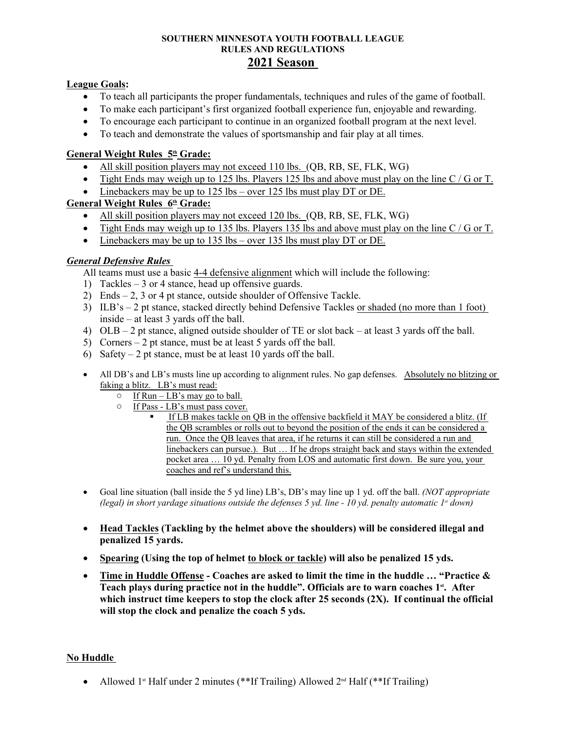**SOUTHERN MINNESOTA YOUTH FOOTBALL LEAGUE**
**RULES AND REGULATIONS**

# 2021 Season

## League Goals:

- To teach all participants the proper fundamentals, techniques and rules of the game of football.
- To make each participant's first organized football experience fun, enjoyable and rewarding.
- To encourage each participant to continue in an organized football program at the next level.
- To teach and demonstrate the values of sportsmanship and fair play at all times.

## General Weight Rules 5th Grade:

- All skill position players may not exceed 110 lbs. (QB, RB, SE, FLK, WG)
- Tight Ends may weigh up to 125 lbs. Players 125 lbs and above must play on the line C / G or T.
- Linebackers may be up to 125 lbs – over 125 lbs must play DT or DE.

## General Weight Rules 6th Grade:

- All skill position players may not exceed 120 lbs. (QB, RB, SE, FLK, WG)
- Tight Ends may weigh up to 135 lbs. Players 135 lbs and above must play on the line C / G or T.
- Linebackers may be up to 135 lbs – over 135 lbs must play DT or DE.

## *General Defensive Rules*

All teams must use a basic 4-4 defensive alignment which will include the following:

1) Tackles – 3 or 4 stance, head up offensive guards.
2) Ends – 2, 3 or 4 pt stance, outside shoulder of Offensive Tackle.
3) ILB's – 2 pt stance, stacked directly behind Defensive Tackles or shaded (no more than 1 foot) inside – at least 3 yards off the ball.
4) OLB – 2 pt stance, aligned outside shoulder of TE or slot back – at least 3 yards off the ball.
5) Corners – 2 pt stance, must be at least 5 yards off the ball.
6) Safety – 2 pt stance, must be at least 10 yards off the ball.

- All DB's and LB's musts line up according to alignment rules. No gap defenses. Absolutely no blitzing or faking a blitz. LB's must read:
  - If Run – LB's may go to ball.
  - If Pass - LB's must pass cover.
    - If LB makes tackle on QB in the offensive backfield it MAY be considered a blitz. (If the QB scrambles or rolls out to beyond the position of the ends it can be considered a run. Once the QB leaves that area, if he returns it can still be considered a run and linebackers can pursue.). But … If he drops straight back and stays within the extended pocket area … 10 yd. Penalty from LOS and automatic first down. Be sure you, your coaches and ref's understand this.

- Goal line situation (ball inside the 5 yd line) LB's, DB's may line up 1 yd. off the ball. *(NOT appropriate (legal) in short yardage situations outside the defenses 5 yd. line - 10 yd. penalty automatic 1st down)*

- **Head Tackles (Tackling by the helmet above the shoulders) will be considered illegal and penalized 15 yards.**

- **Spearing (Using the top of helmet to block or tackle) will also be penalized 15 yds.**

- **Time in Huddle Offense - Coaches are asked to limit the time in the huddle … "Practice & Teach plays during practice not in the huddle". Officials are to warn coaches 1st. After which instruct time keepers to stop the clock after 25 seconds (2X). If continual the official will stop the clock and penalize the coach 5 yds.**

## No Huddle

- Allowed 1st Half under 2 minutes (**If Trailing) Allowed 2nd Half (**If Trailing)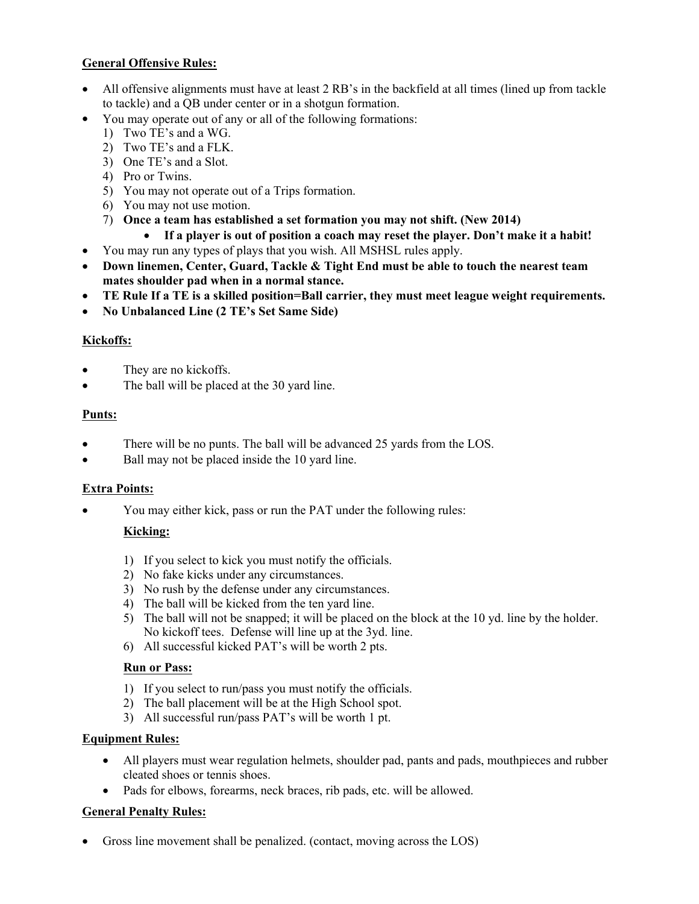**General Offensive Rules:**

- All offensive alignments must have at least 2 RB's in the backfield at all times (lined up from tackle to tackle) and a QB under center or in a shotgun formation.
- You may operate out of any or all of the following formations:
  1) Two TE's and a WG.
  2) Two TE's and a FLK.
  3) One TE's and a Slot.
  4) Pro or Twins.
  5) You may not operate out of a Trips formation.
  6) You may not use motion.
  7) **Once a team has established a set formation you may not shift. (New 2014)**
     - **If a player is out of position a coach may reset the player. Don't make it a habit!**
- You may run any types of plays that you wish. All MSHSL rules apply.
- **Down linemen, Center, Guard, Tackle & Tight End must be able to touch the nearest team mates shoulder pad when in a normal stance.**
- **TE Rule If a TE is a skilled position=Ball carrier, they must meet league weight requirements.**
- **No Unbalanced Line (2 TE's Set Same Side)**

**Kickoffs:**

- They are no kickoffs.
- The ball will be placed at the 30 yard line.

**Punts:**

- There will be no punts. The ball will be advanced 25 yards from the LOS.
- Ball may not be placed inside the 10 yard line.

**Extra Points:**

- You may either kick, pass or run the PAT under the following rules:

  **Kicking:**

  1) If you select to kick you must notify the officials.
  2) No fake kicks under any circumstances.
  3) No rush by the defense under any circumstances.
  4) The ball will be kicked from the ten yard line.
  5) The ball will not be snapped; it will be placed on the block at the 10 yd. line by the holder. No kickoff tees. Defense will line up at the 3yd. line.
  6) All successful kicked PAT's will be worth 2 pts.

  **Run or Pass:**

  1) If you select to run/pass you must notify the officials.
  2) The ball placement will be at the High School spot.
  3) All successful run/pass PAT's will be worth 1 pt.

**Equipment Rules:**

- All players must wear regulation helmets, shoulder pad, pants and pads, mouthpieces and rubber cleated shoes or tennis shoes.
- Pads for elbows, forearms, neck braces, rib pads, etc. will be allowed.

**General Penalty Rules:**

- Gross line movement shall be penalized. (contact, moving across the LOS)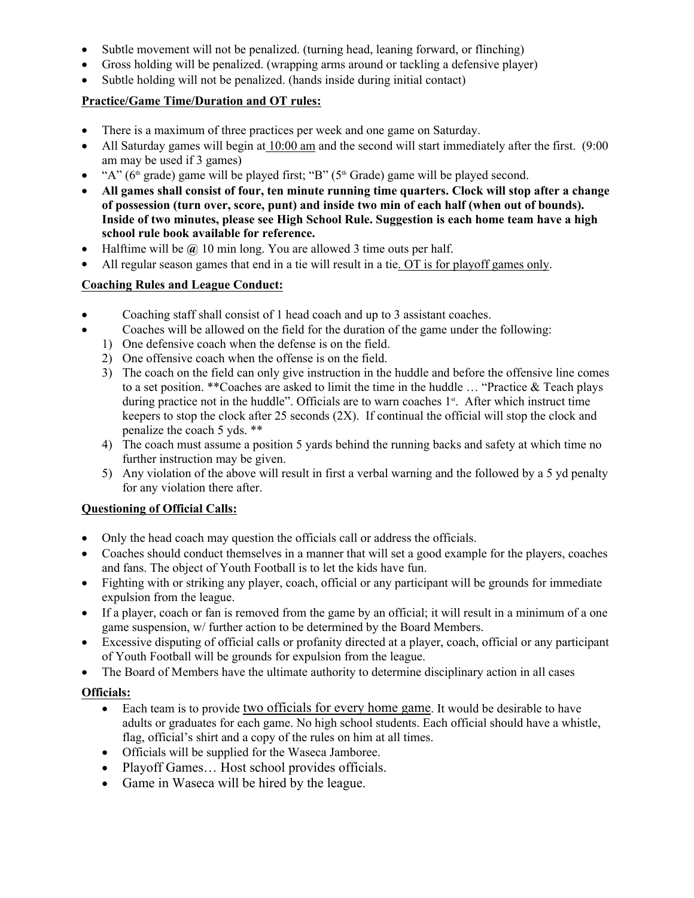- Subtle movement will not be penalized. (turning head, leaning forward, or flinching)
- Gross holding will be penalized. (wrapping arms around or tackling a defensive player)
- Subtle holding will not be penalized. (hands inside during initial contact)

**Practice/Game Time/Duration and OT rules:**

- There is a maximum of three practices per week and one game on Saturday.
- All Saturday games will begin at 10:00 am and the second will start immediately after the first. (9:00 am may be used if 3 games)
- "A" (6th grade) game will be played first; "B" (5th Grade) game will be played second.
- **All games shall consist of four, ten minute running time quarters. Clock will stop after a change of possession (turn over, score, punt) and inside two min of each half (when out of bounds). Inside of two minutes, please see High School Rule. Suggestion is each home team have a high school rule book available for reference.**
- Halftime will be @ 10 min long. You are allowed 3 time outs per half.
- All regular season games that end in a tie will result in a tie. OT is for playoff games only.

**Coaching Rules and League Conduct:**

- Coaching staff shall consist of 1 head coach and up to 3 assistant coaches.
- Coaches will be allowed on the field for the duration of the game under the following:
  1) One defensive coach when the defense is on the field.
  2) One offensive coach when the offense is on the field.
  3) The coach on the field can only give instruction in the huddle and before the offensive line comes to a set position. **Coaches are asked to limit the time in the huddle … "Practice & Teach plays during practice not in the huddle". Officials are to warn coaches 1st. After which instruct time keepers to stop the clock after 25 seconds (2X). If continual the official will stop the clock and penalize the coach 5 yds. **
  4) The coach must assume a position 5 yards behind the running backs and safety at which time no further instruction may be given.
  5) Any violation of the above will result in first a verbal warning and the followed by a 5 yd penalty for any violation there after.

**Questioning of Official Calls:**

- Only the head coach may question the officials call or address the officials.
- Coaches should conduct themselves in a manner that will set a good example for the players, coaches and fans. The object of Youth Football is to let the kids have fun.
- Fighting with or striking any player, coach, official or any participant will be grounds for immediate expulsion from the league.
- If a player, coach or fan is removed from the game by an official; it will result in a minimum of a one game suspension, w/ further action to be determined by the Board Members.
- Excessive disputing of official calls or profanity directed at a player, coach, official or any participant of Youth Football will be grounds for expulsion from the league.
- The Board of Members have the ultimate authority to determine disciplinary action in all cases

**Officials:**

- Each team is to provide two officials for every home game. It would be desirable to have adults or graduates for each game. No high school students. Each official should have a whistle, flag, official's shirt and a copy of the rules on him at all times.
- Officials will be supplied for the Waseca Jamboree.
- Playoff Games… Host school provides officials.
- Game in Waseca will be hired by the league.